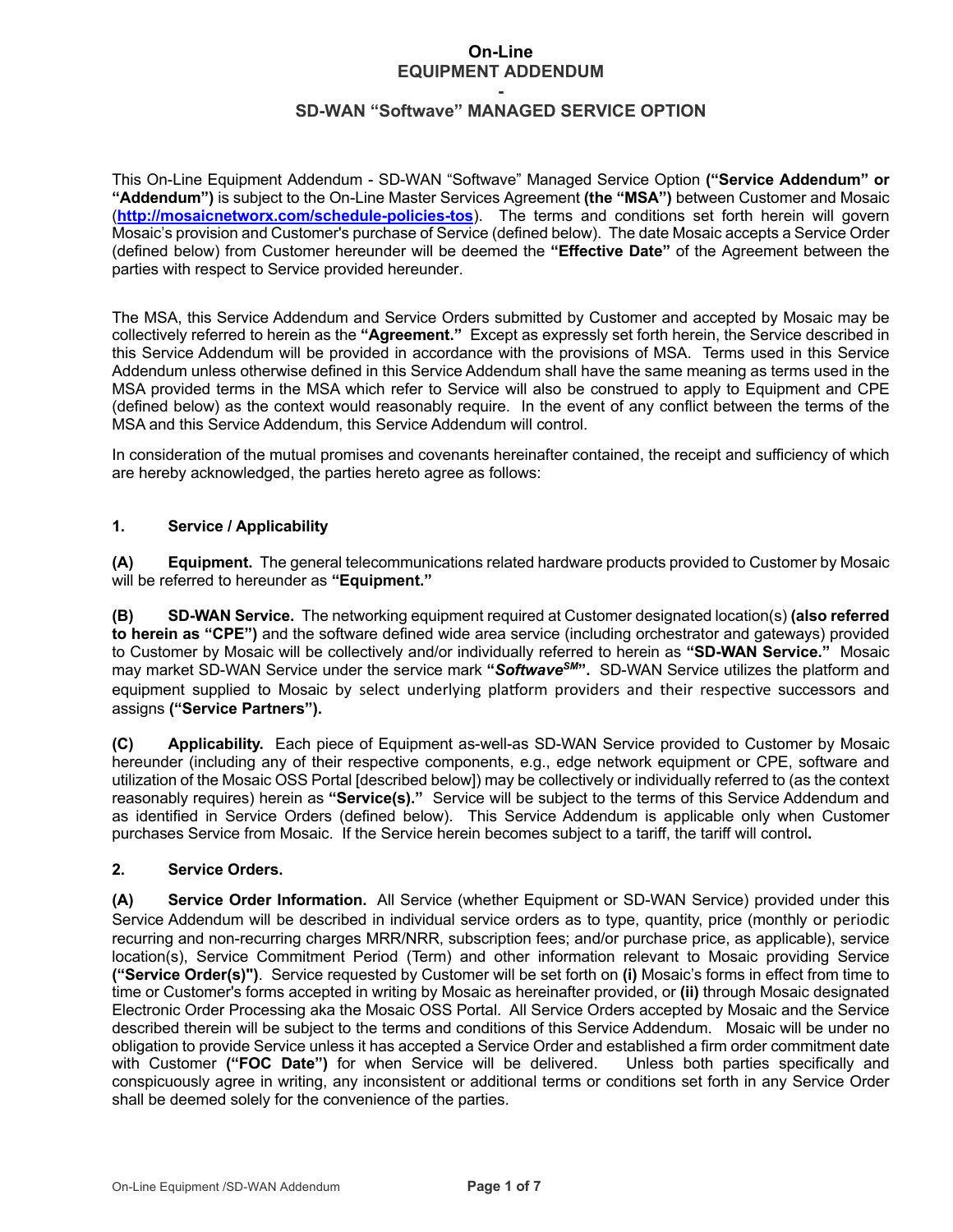# On-Line
# EQUIPMENT ADDENDUM
# -
# SD-WAN "Softwave" MANAGED SERVICE OPTION

This On-Line Equipment Addendum - SD-WAN "Softwave" Managed Service Option **("Service Addendum" or "Addendum")** is subject to the On-Line Master Services Agreement **(the "MSA")** between Customer and Mosaic (**http://mosaicnetworx.com/schedule-policies-tos**). The terms and conditions set forth herein will govern Mosaic's provision and Customer's purchase of Service (defined below). The date Mosaic accepts a Service Order (defined below) from Customer hereunder will be deemed the **"Effective Date"** of the Agreement between the parties with respect to Service provided hereunder.

The MSA, this Service Addendum and Service Orders submitted by Customer and accepted by Mosaic may be collectively referred to herein as the **"Agreement."** Except as expressly set forth herein, the Service described in this Service Addendum will be provided in accordance with the provisions of MSA. Terms used in this Service Addendum unless otherwise defined in this Service Addendum shall have the same meaning as terms used in the MSA provided terms in the MSA which refer to Service will also be construed to apply to Equipment and CPE (defined below) as the context would reasonably require. In the event of any conflict between the terms of the MSA and this Service Addendum, this Service Addendum will control.

In consideration of the mutual promises and covenants hereinafter contained, the receipt and sufficiency of which are hereby acknowledged, the parties hereto agree as follows:

### 1. Service / Applicability

**(A) Equipment.** The general telecommunications related hardware products provided to Customer by Mosaic will be referred to hereunder as **"Equipment."**

**(B) SD-WAN Service.** The networking equipment required at Customer designated location(s) **(also referred to herein as "CPE")** and the software defined wide area service (including orchestrator and gateways) provided to Customer by Mosaic will be collectively and/or individually referred to herein as **"SD-WAN Service."** Mosaic may market SD-WAN Service under the service mark **"*Softwave*SM".** SD-WAN Service utilizes the platform and equipment supplied to Mosaic by select underlying platform providers and their respective successors and assigns **("Service Partners").**

**(C) Applicability.** Each piece of Equipment as-well-as SD-WAN Service provided to Customer by Mosaic hereunder (including any of their respective components, e.g., edge network equipment or CPE, software and utilization of the Mosaic OSS Portal [described below]) may be collectively or individually referred to (as the context reasonably requires) herein as **"Service(s)."** Service will be subject to the terms of this Service Addendum and as identified in Service Orders (defined below). This Service Addendum is applicable only when Customer purchases Service from Mosaic. If the Service herein becomes subject to a tariff, the tariff will control**.**

### 2. Service Orders.

**(A) Service Order Information.** All Service (whether Equipment or SD-WAN Service) provided under this Service Addendum will be described in individual service orders as to type, quantity, price (monthly or periodic recurring and non-recurring charges MRR/NRR, subscription fees; and/or purchase price, as applicable), service location(s), Service Commitment Period (Term) and other information relevant to Mosaic providing Service **("Service Order(s)")**. Service requested by Customer will be set forth on **(i)** Mosaic's forms in effect from time to time or Customer's forms accepted in writing by Mosaic as hereinafter provided, or **(ii)** through Mosaic designated Electronic Order Processing aka the Mosaic OSS Portal. All Service Orders accepted by Mosaic and the Service described therein will be subject to the terms and conditions of this Service Addendum. Mosaic will be under no obligation to provide Service unless it has accepted a Service Order and established a firm order commitment date with Customer **("FOC Date")** for when Service will be delivered. Unless both parties specifically and conspicuously agree in writing, any inconsistent or additional terms or conditions set forth in any Service Order shall be deemed solely for the convenience of the parties.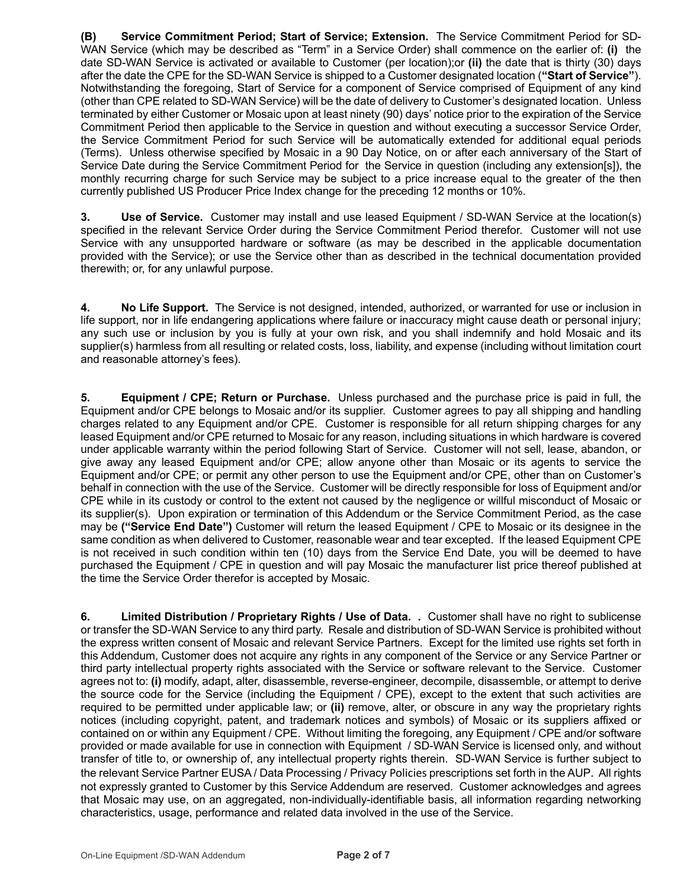**(B) Service Commitment Period; Start of Service; Extension.** The Service Commitment Period for SD-WAN Service (which may be described as "Term" in a Service Order) shall commence on the earlier of: **(i)** the date SD-WAN Service is activated or available to Customer (per location);or **(ii)** the date that is thirty (30) days after the date the CPE for the SD-WAN Service is shipped to a Customer designated location (**"Start of Service"**). Notwithstanding the foregoing, Start of Service for a component of Service comprised of Equipment of any kind (other than CPE related to SD-WAN Service) will be the date of delivery to Customer's designated location. Unless terminated by either Customer or Mosaic upon at least ninety (90) days' notice prior to the expiration of the Service Commitment Period then applicable to the Service in question and without executing a successor Service Order, the Service Commitment Period for such Service will be automatically extended for additional equal periods (Terms). Unless otherwise specified by Mosaic in a 90 Day Notice, on or after each anniversary of the Start of Service Date during the Service Commitment Period for the Service in question (including any extension[s]), the monthly recurring charge for such Service may be subject to a price increase equal to the greater of the then currently published US Producer Price Index change for the preceding 12 months or 10%.

**3. Use of Service.** Customer may install and use leased Equipment / SD-WAN Service at the location(s) specified in the relevant Service Order during the Service Commitment Period therefor. Customer will not use Service with any unsupported hardware or software (as may be described in the applicable documentation provided with the Service); or use the Service other than as described in the technical documentation provided therewith; or, for any unlawful purpose.

**4. No Life Support.** The Service is not designed, intended, authorized, or warranted for use or inclusion in life support, nor in life endangering applications where failure or inaccuracy might cause death or personal injury; any such use or inclusion by you is fully at your own risk, and you shall indemnify and hold Mosaic and its supplier(s) harmless from all resulting or related costs, loss, liability, and expense (including without limitation court and reasonable attorney's fees).

**5. Equipment / CPE; Return or Purchase.** Unless purchased and the purchase price is paid in full, the Equipment and/or CPE belongs to Mosaic and/or its supplier. Customer agrees to pay all shipping and handling charges related to any Equipment and/or CPE. Customer is responsible for all return shipping charges for any leased Equipment and/or CPE returned to Mosaic for any reason, including situations in which hardware is covered under applicable warranty within the period following Start of Service. Customer will not sell, lease, abandon, or give away any leased Equipment and/or CPE; allow anyone other than Mosaic or its agents to service the Equipment and/or CPE; or permit any other person to use the Equipment and/or CPE, other than on Customer's behalf in connection with the use of the Service. Customer will be directly responsible for loss of Equipment and/or CPE while in its custody or control to the extent not caused by the negligence or willful misconduct of Mosaic or its supplier(s). Upon expiration or termination of this Addendum or the Service Commitment Period, as the case may be **("Service End Date")** Customer will return the leased Equipment / CPE to Mosaic or its designee in the same condition as when delivered to Customer, reasonable wear and tear excepted. If the leased Equipment CPE is not received in such condition within ten (10) days from the Service End Date, you will be deemed to have purchased the Equipment / CPE in question and will pay Mosaic the manufacturer list price thereof published at the time the Service Order therefor is accepted by Mosaic.

**6. Limited Distribution / Proprietary Rights / Use of Data. .** Customer shall have no right to sublicense or transfer the SD-WAN Service to any third party. Resale and distribution of SD-WAN Service is prohibited without the express written consent of Mosaic and relevant Service Partners. Except for the limited use rights set forth in this Addendum, Customer does not acquire any rights in any component of the Service or any Service Partner or third party intellectual property rights associated with the Service or software relevant to the Service. Customer agrees not to: **(i)** modify, adapt, alter, disassemble, reverse-engineer, decompile, disassemble, or attempt to derive the source code for the Service (including the Equipment / CPE), except to the extent that such activities are required to be permitted under applicable law; or **(ii)** remove, alter, or obscure in any way the proprietary rights notices (including copyright, patent, and trademark notices and symbols) of Mosaic or its suppliers affixed or contained on or within any Equipment / CPE. Without limiting the foregoing, any Equipment / CPE and/or software provided or made available for use in connection with Equipment / SD-WAN Service is licensed only, and without transfer of title to, or ownership of, any intellectual property rights therein. SD-WAN Service is further subject to the relevant Service Partner EUSA / Data Processing / Privacy Policies prescriptions set forth in the AUP. All rights not expressly granted to Customer by this Service Addendum are reserved. Customer acknowledges and agrees that Mosaic may use, on an aggregated, non-individually-identifiable basis, all information regarding networking characteristics, usage, performance and related data involved in the use of the Service.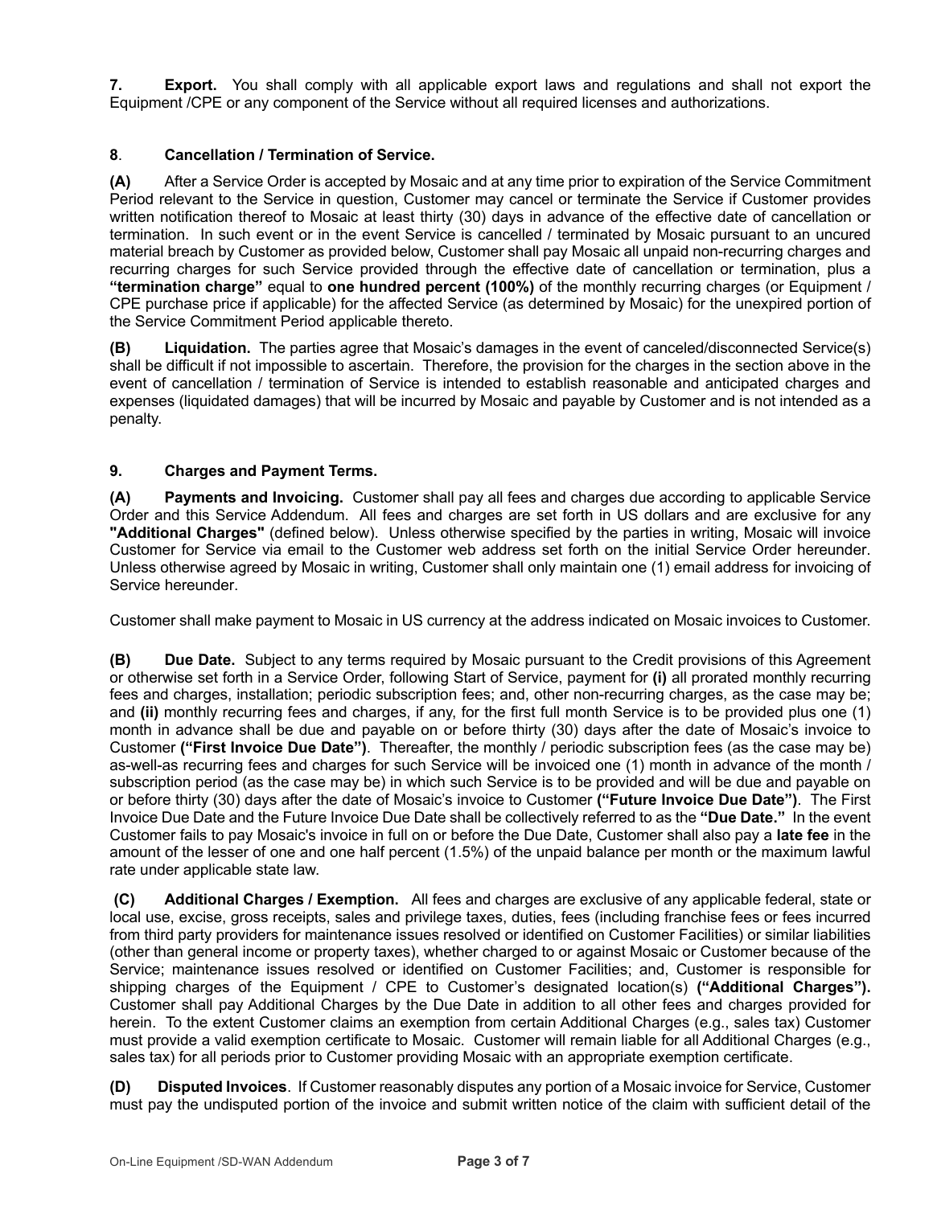**7. Export.** You shall comply with all applicable export laws and regulations and shall not export the Equipment /CPE or any component of the Service without all required licenses and authorizations.

**8. Cancellation / Termination of Service.**

**(A)** After a Service Order is accepted by Mosaic and at any time prior to expiration of the Service Commitment Period relevant to the Service in question, Customer may cancel or terminate the Service if Customer provides written notification thereof to Mosaic at least thirty (30) days in advance of the effective date of cancellation or termination. In such event or in the event Service is cancelled / terminated by Mosaic pursuant to an uncured material breach by Customer as provided below, Customer shall pay Mosaic all unpaid non-recurring charges and recurring charges for such Service provided through the effective date of cancellation or termination, plus a **"termination charge"** equal to **one hundred percent (100%)** of the monthly recurring charges (or Equipment / CPE purchase price if applicable) for the affected Service (as determined by Mosaic) for the unexpired portion of the Service Commitment Period applicable thereto.

**(B) Liquidation.** The parties agree that Mosaic's damages in the event of canceled/disconnected Service(s) shall be difficult if not impossible to ascertain. Therefore, the provision for the charges in the section above in the event of cancellation / termination of Service is intended to establish reasonable and anticipated charges and expenses (liquidated damages) that will be incurred by Mosaic and payable by Customer and is not intended as a penalty.

**9. Charges and Payment Terms.**

**(A) Payments and Invoicing.** Customer shall pay all fees and charges due according to applicable Service Order and this Service Addendum. All fees and charges are set forth in US dollars and are exclusive for any **"Additional Charges"** (defined below). Unless otherwise specified by the parties in writing, Mosaic will invoice Customer for Service via email to the Customer web address set forth on the initial Service Order hereunder. Unless otherwise agreed by Mosaic in writing, Customer shall only maintain one (1) email address for invoicing of Service hereunder.

Customer shall make payment to Mosaic in US currency at the address indicated on Mosaic invoices to Customer.

**(B) Due Date.** Subject to any terms required by Mosaic pursuant to the Credit provisions of this Agreement or otherwise set forth in a Service Order, following Start of Service, payment for **(i)** all prorated monthly recurring fees and charges, installation; periodic subscription fees; and, other non-recurring charges, as the case may be; and **(ii)** monthly recurring fees and charges, if any, for the first full month Service is to be provided plus one (1) month in advance shall be due and payable on or before thirty (30) days after the date of Mosaic's invoice to Customer **("First Invoice Due Date")**. Thereafter, the monthly / periodic subscription fees (as the case may be) as-well-as recurring fees and charges for such Service will be invoiced one (1) month in advance of the month / subscription period (as the case may be) in which such Service is to be provided and will be due and payable on or before thirty (30) days after the date of Mosaic's invoice to Customer **("Future Invoice Due Date")**. The First Invoice Due Date and the Future Invoice Due Date shall be collectively referred to as the **"Due Date."** In the event Customer fails to pay Mosaic's invoice in full on or before the Due Date, Customer shall also pay a **late fee** in the amount of the lesser of one and one half percent (1.5%) of the unpaid balance per month or the maximum lawful rate under applicable state law.

**(C) Additional Charges / Exemption.** All fees and charges are exclusive of any applicable federal, state or local use, excise, gross receipts, sales and privilege taxes, duties, fees (including franchise fees or fees incurred from third party providers for maintenance issues resolved or identified on Customer Facilities) or similar liabilities (other than general income or property taxes), whether charged to or against Mosaic or Customer because of the Service; maintenance issues resolved or identified on Customer Facilities; and, Customer is responsible for shipping charges of the Equipment / CPE to Customer's designated location(s) **("Additional Charges").** Customer shall pay Additional Charges by the Due Date in addition to all other fees and charges provided for herein. To the extent Customer claims an exemption from certain Additional Charges (e.g., sales tax) Customer must provide a valid exemption certificate to Mosaic. Customer will remain liable for all Additional Charges (e.g., sales tax) for all periods prior to Customer providing Mosaic with an appropriate exemption certificate.

**(D) Disputed Invoices**. If Customer reasonably disputes any portion of a Mosaic invoice for Service, Customer must pay the undisputed portion of the invoice and submit written notice of the claim with sufficient detail of the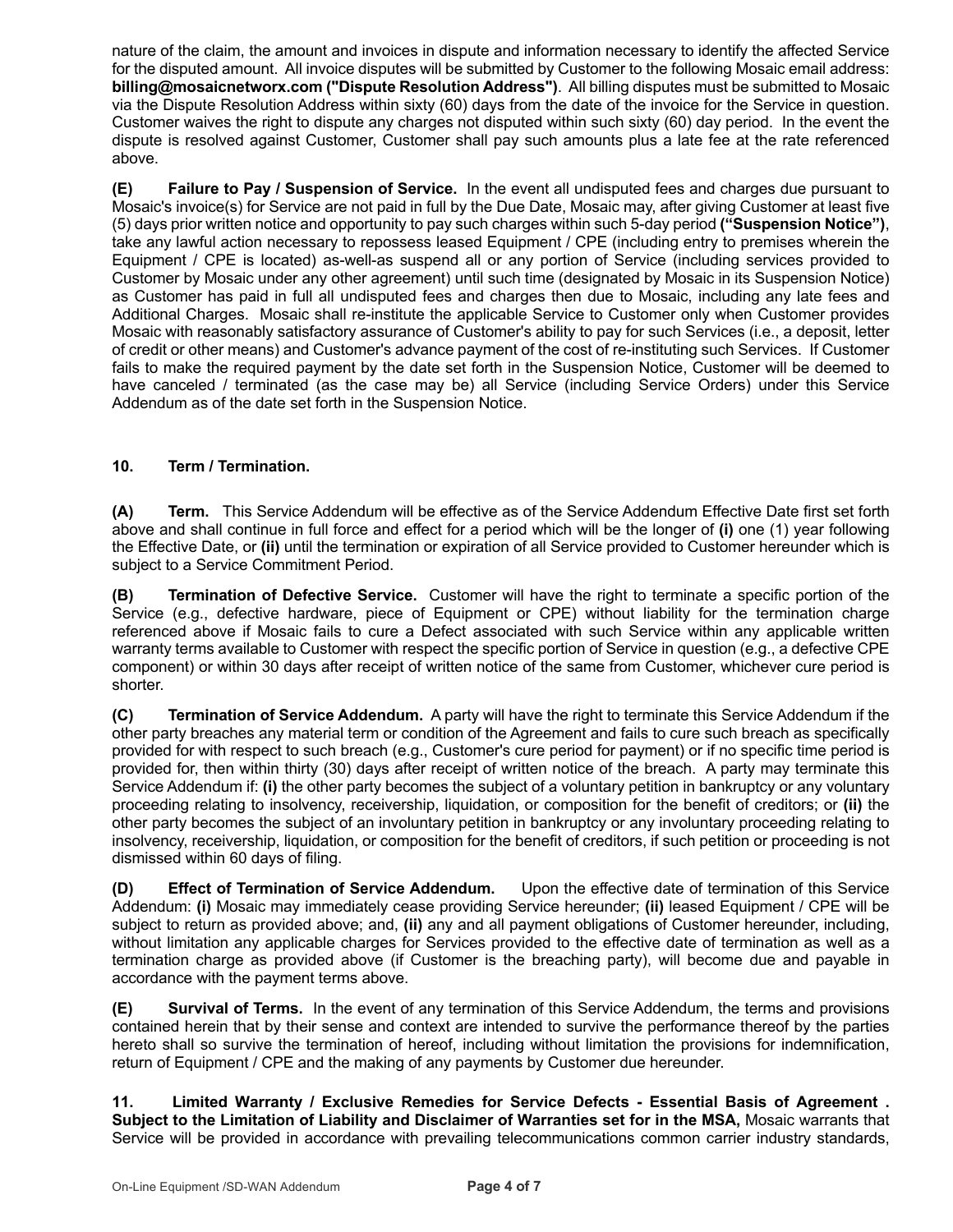nature of the claim, the amount and invoices in dispute and information necessary to identify the affected Service for the disputed amount. All invoice disputes will be submitted by Customer to the following Mosaic email address: **billing@mosaicnetworx.com ("Dispute Resolution Address")**. All billing disputes must be submitted to Mosaic via the Dispute Resolution Address within sixty (60) days from the date of the invoice for the Service in question. Customer waives the right to dispute any charges not disputed within such sixty (60) day period. In the event the dispute is resolved against Customer, Customer shall pay such amounts plus a late fee at the rate referenced above.

**(E) Failure to Pay / Suspension of Service.** In the event all undisputed fees and charges due pursuant to Mosaic's invoice(s) for Service are not paid in full by the Due Date, Mosaic may, after giving Customer at least five (5) days prior written notice and opportunity to pay such charges within such 5-day period **("Suspension Notice")**, take any lawful action necessary to repossess leased Equipment / CPE (including entry to premises wherein the Equipment / CPE is located) as-well-as suspend all or any portion of Service (including services provided to Customer by Mosaic under any other agreement) until such time (designated by Mosaic in its Suspension Notice) as Customer has paid in full all undisputed fees and charges then due to Mosaic, including any late fees and Additional Charges. Mosaic shall re-institute the applicable Service to Customer only when Customer provides Mosaic with reasonably satisfactory assurance of Customer's ability to pay for such Services (i.e., a deposit, letter of credit or other means) and Customer's advance payment of the cost of re-instituting such Services. If Customer fails to make the required payment by the date set forth in the Suspension Notice, Customer will be deemed to have canceled / terminated (as the case may be) all Service (including Service Orders) under this Service Addendum as of the date set forth in the Suspension Notice.

## 10. Term / Termination.

**(A) Term.** This Service Addendum will be effective as of the Service Addendum Effective Date first set forth above and shall continue in full force and effect for a period which will be the longer of **(i)** one (1) year following the Effective Date, or **(ii)** until the termination or expiration of all Service provided to Customer hereunder which is subject to a Service Commitment Period.

**(B) Termination of Defective Service.** Customer will have the right to terminate a specific portion of the Service (e.g., defective hardware, piece of Equipment or CPE) without liability for the termination charge referenced above if Mosaic fails to cure a Defect associated with such Service within any applicable written warranty terms available to Customer with respect the specific portion of Service in question (e.g., a defective CPE component) or within 30 days after receipt of written notice of the same from Customer, whichever cure period is shorter.

**(C) Termination of Service Addendum.** A party will have the right to terminate this Service Addendum if the other party breaches any material term or condition of the Agreement and fails to cure such breach as specifically provided for with respect to such breach (e.g., Customer's cure period for payment) or if no specific time period is provided for, then within thirty (30) days after receipt of written notice of the breach. A party may terminate this Service Addendum if: **(i)** the other party becomes the subject of a voluntary petition in bankruptcy or any voluntary proceeding relating to insolvency, receivership, liquidation, or composition for the benefit of creditors; or **(ii)** the other party becomes the subject of an involuntary petition in bankruptcy or any involuntary proceeding relating to insolvency, receivership, liquidation, or composition for the benefit of creditors, if such petition or proceeding is not dismissed within 60 days of filing.

**(D) Effect of Termination of Service Addendum.** Upon the effective date of termination of this Service Addendum: **(i)** Mosaic may immediately cease providing Service hereunder; **(ii)** leased Equipment / CPE will be subject to return as provided above; and, **(ii)** any and all payment obligations of Customer hereunder, including, without limitation any applicable charges for Services provided to the effective date of termination as well as a termination charge as provided above (if Customer is the breaching party), will become due and payable in accordance with the payment terms above.

**(E) Survival of Terms.** In the event of any termination of this Service Addendum, the terms and provisions contained herein that by their sense and context are intended to survive the performance thereof by the parties hereto shall so survive the termination of hereof, including without limitation the provisions for indemnification, return of Equipment / CPE and the making of any payments by Customer due hereunder.

**11. Limited Warranty / Exclusive Remedies for Service Defects - Essential Basis of Agreement . Subject to the Limitation of Liability and Disclaimer of Warranties set for in the MSA,** Mosaic warrants that Service will be provided in accordance with prevailing telecommunications common carrier industry standards,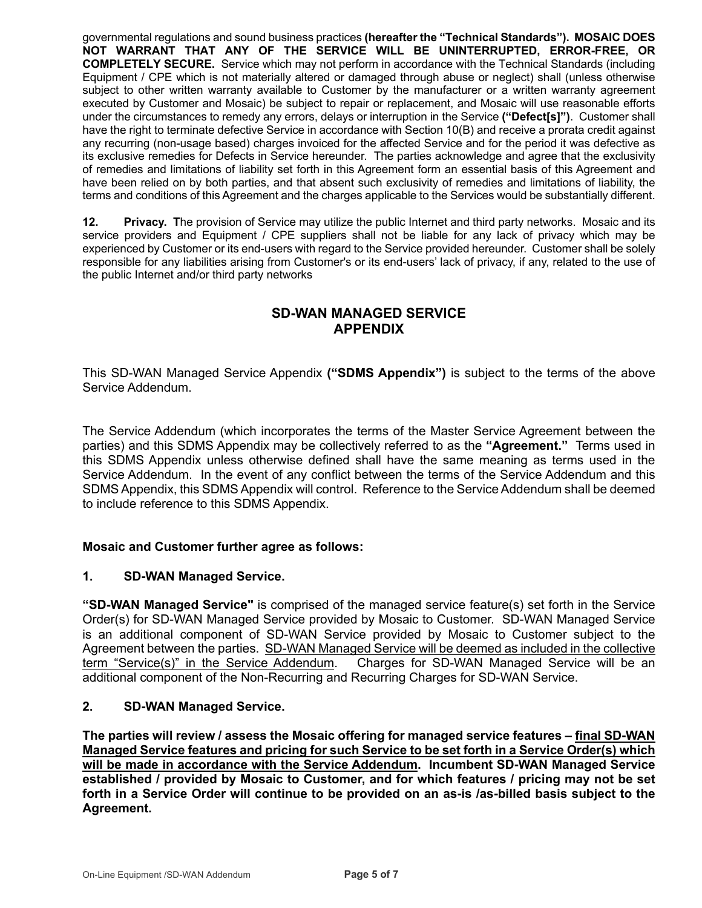governmental regulations and sound business practices **(hereafter the "Technical Standards"). MOSAIC DOES NOT WARRANT THAT ANY OF THE SERVICE WILL BE UNINTERRUPTED, ERROR-FREE, OR COMPLETELY SECURE.** Service which may not perform in accordance with the Technical Standards (including Equipment / CPE which is not materially altered or damaged through abuse or neglect) shall (unless otherwise subject to other written warranty available to Customer by the manufacturer or a written warranty agreement executed by Customer and Mosaic) be subject to repair or replacement, and Mosaic will use reasonable efforts under the circumstances to remedy any errors, delays or interruption in the Service **("Defect[s]")**. Customer shall have the right to terminate defective Service in accordance with Section 10(B) and receive a prorata credit against any recurring (non-usage based) charges invoiced for the affected Service and for the period it was defective as its exclusive remedies for Defects in Service hereunder. The parties acknowledge and agree that the exclusivity of remedies and limitations of liability set forth in this Agreement form an essential basis of this Agreement and have been relied on by both parties, and that absent such exclusivity of remedies and limitations of liability, the terms and conditions of this Agreement and the charges applicable to the Services would be substantially different.

**12. Privacy. T**he provision of Service may utilize the public Internet and third party networks. Mosaic and its service providers and Equipment / CPE suppliers shall not be liable for any lack of privacy which may be experienced by Customer or its end-users with regard to the Service provided hereunder. Customer shall be solely responsible for any liabilities arising from Customer's or its end-users' lack of privacy, if any, related to the use of the public Internet and/or third party networks

## SD-WAN MANAGED SERVICE APPENDIX

This SD-WAN Managed Service Appendix **("SDMS Appendix")** is subject to the terms of the above Service Addendum.

The Service Addendum (which incorporates the terms of the Master Service Agreement between the parties) and this SDMS Appendix may be collectively referred to as the **"Agreement."** Terms used in this SDMS Appendix unless otherwise defined shall have the same meaning as terms used in the Service Addendum. In the event of any conflict between the terms of the Service Addendum and this SDMS Appendix, this SDMS Appendix will control. Reference to the Service Addendum shall be deemed to include reference to this SDMS Appendix.

**Mosaic and Customer further agree as follows:**

**1. SD-WAN Managed Service.**

**"SD-WAN Managed Service"** is comprised of the managed service feature(s) set forth in the Service Order(s) for SD-WAN Managed Service provided by Mosaic to Customer. SD-WAN Managed Service is an additional component of SD-WAN Service provided by Mosaic to Customer subject to the Agreement between the parties. <u>SD-WAN Managed Service will be deemed as included in the collective term "Service(s)" in the Service Addendum</u>. Charges for SD-WAN Managed Service will be an additional component of the Non-Recurring and Recurring Charges for SD-WAN Service.

**2. SD-WAN Managed Service.**

**The parties will review / assess the Mosaic offering for managed service features – <u>final SD-WAN Managed Service features and pricing for such Service to be set forth in a Service Order(s) which will be made in accordance with the Service Addendum</u>. Incumbent SD-WAN Managed Service established / provided by Mosaic to Customer, and for which features / pricing may not be set forth in a Service Order will continue to be provided on an as-is /as-billed basis subject to the Agreement.**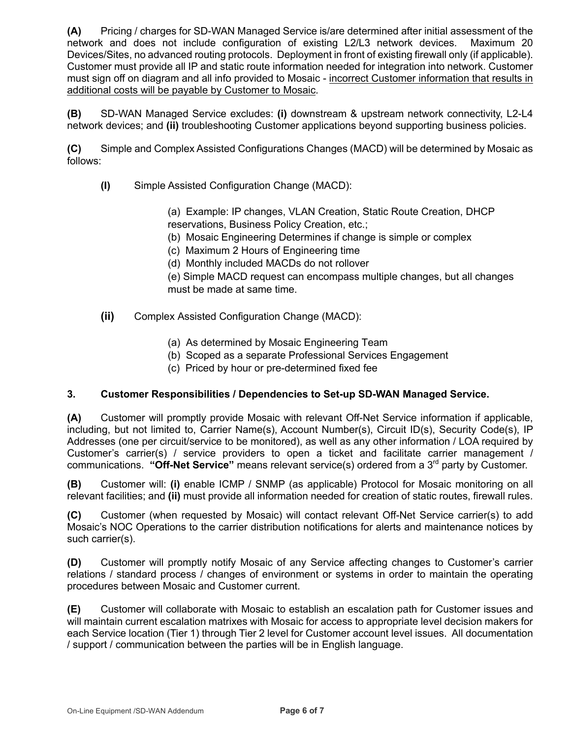**(A)** Pricing / charges for SD-WAN Managed Service is/are determined after initial assessment of the network and does not include configuration of existing L2/L3 network devices. Maximum 20 Devices/Sites, no advanced routing protocols. Deployment in front of existing firewall only (if applicable). Customer must provide all IP and static route information needed for integration into network. Customer must sign off on diagram and all info provided to Mosaic - <u>incorrect Customer information that results in additional costs will be payable by Customer to Mosaic</u>.

**(B)** SD-WAN Managed Service excludes: **(i)** downstream & upstream network connectivity, L2-L4 network devices; and **(ii)** troubleshooting Customer applications beyond supporting business policies.

**(C)** Simple and Complex Assisted Configurations Changes (MACD) will be determined by Mosaic as follows:

**(I)** Simple Assisted Configuration Change (MACD):

(a) Example: IP changes, VLAN Creation, Static Route Creation, DHCP reservations, Business Policy Creation, etc.;
(b) Mosaic Engineering Determines if change is simple or complex
(c) Maximum 2 Hours of Engineering time
(d) Monthly included MACDs do not rollover
(e) Simple MACD request can encompass multiple changes, but all changes must be made at same time.

**(ii)** Complex Assisted Configuration Change (MACD):

(a) As determined by Mosaic Engineering Team
(b) Scoped as a separate Professional Services Engagement
(c) Priced by hour or pre-determined fixed fee

### 3. Customer Responsibilities / Dependencies to Set-up SD-WAN Managed Service.

**(A)** Customer will promptly provide Mosaic with relevant Off-Net Service information if applicable, including, but not limited to, Carrier Name(s), Account Number(s), Circuit ID(s), Security Code(s), IP Addresses (one per circuit/service to be monitored), as well as any other information / LOA required by Customer's carrier(s) / service providers to open a ticket and facilitate carrier management / communications. **"Off-Net Service"** means relevant service(s) ordered from a 3rd party by Customer.

**(B)** Customer will: **(i)** enable ICMP / SNMP (as applicable) Protocol for Mosaic monitoring on all relevant facilities; and **(ii)** must provide all information needed for creation of static routes, firewall rules.

**(C)** Customer (when requested by Mosaic) will contact relevant Off-Net Service carrier(s) to add Mosaic's NOC Operations to the carrier distribution notifications for alerts and maintenance notices by such carrier(s).

**(D)** Customer will promptly notify Mosaic of any Service affecting changes to Customer's carrier relations / standard process / changes of environment or systems in order to maintain the operating procedures between Mosaic and Customer current.

**(E)** Customer will collaborate with Mosaic to establish an escalation path for Customer issues and will maintain current escalation matrixes with Mosaic for access to appropriate level decision makers for each Service location (Tier 1) through Tier 2 level for Customer account level issues. All documentation / support / communication between the parties will be in English language.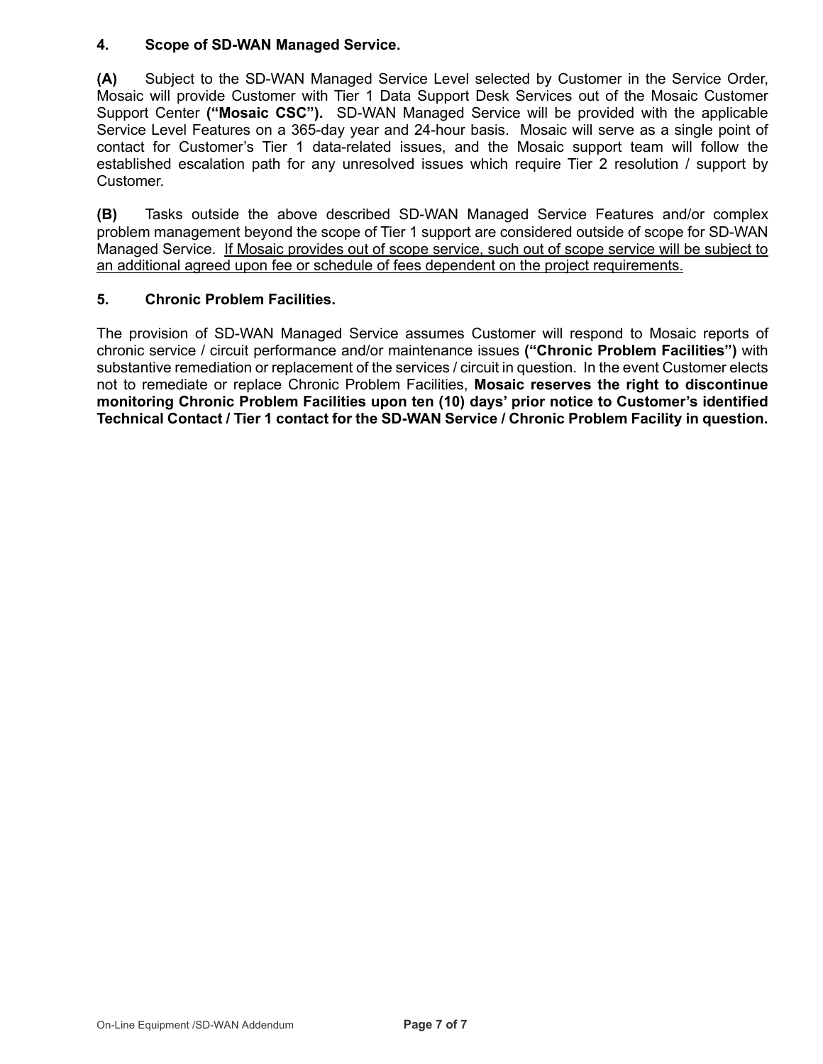## 4. Scope of SD-WAN Managed Service.

**(A)** Subject to the SD-WAN Managed Service Level selected by Customer in the Service Order, Mosaic will provide Customer with Tier 1 Data Support Desk Services out of the Mosaic Customer Support Center **("Mosaic CSC").** SD-WAN Managed Service will be provided with the applicable Service Level Features on a 365-day year and 24-hour basis. Mosaic will serve as a single point of contact for Customer's Tier 1 data-related issues, and the Mosaic support team will follow the established escalation path for any unresolved issues which require Tier 2 resolution / support by Customer.

**(B)** Tasks outside the above described SD-WAN Managed Service Features and/or complex problem management beyond the scope of Tier 1 support are considered outside of scope for SD-WAN Managed Service. <u>If Mosaic provides out of scope service, such out of scope service will be subject to an additional agreed upon fee or schedule of fees dependent on the project requirements.</u>

## 5. Chronic Problem Facilities.

The provision of SD-WAN Managed Service assumes Customer will respond to Mosaic reports of chronic service / circuit performance and/or maintenance issues **("Chronic Problem Facilities")** with substantive remediation or replacement of the services / circuit in question. In the event Customer elects not to remediate or replace Chronic Problem Facilities, **Mosaic reserves the right to discontinue monitoring Chronic Problem Facilities upon ten (10) days' prior notice to Customer's identified Technical Contact / Tier 1 contact for the SD-WAN Service / Chronic Problem Facility in question.**